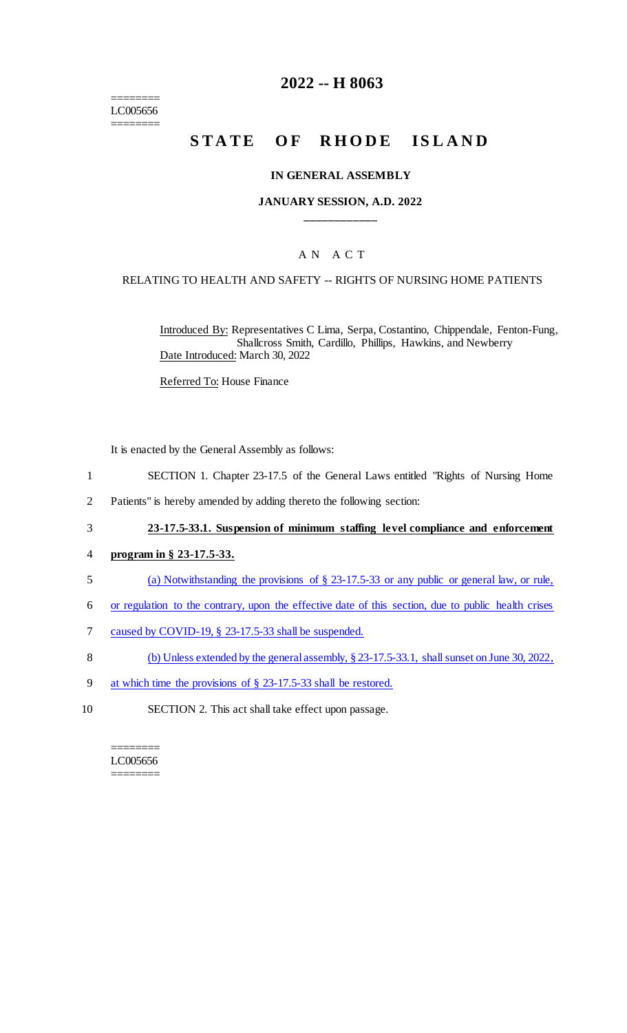========
LC005656
========

# 2022 -- H 8063

# STATE OF RHODE ISLAND

### IN GENERAL ASSEMBLY

### JANUARY SESSION, A.D. 2022

\_\_\_\_\_\_\_\_\_\_\_\_

## A N A C T

### RELATING TO HEALTH AND SAFETY -- RIGHTS OF NURSING HOME PATIENTS

Introduced By: Representatives C Lima, Serpa, Costantino, Chippendale, Fenton-Fung, Shallcross Smith, Cardillo, Phillips, Hawkins, and Newberry

Date Introduced: March 30, 2022

Referred To: House Finance

It is enacted by the General Assembly as follows:

1 SECTION 1. Chapter 23-17.5 of the General Laws entitled "Rights of Nursing Home
2 Patients" is hereby amended by adding thereto the following section:

3 **23-17.5-33.1. Suspension of minimum staffing level compliance and enforcement**
4 **program in § 23-17.5-33.**

5 (a) Notwithstanding the provisions of § 23-17.5-33 or any public or general law, or rule,
6 or regulation to the contrary, upon the effective date of this section, due to public health crises
7 caused by COVID-19, § 23-17.5-33 shall be suspended.

8 (b) Unless extended by the general assembly, § 23-17.5-33.1, shall sunset on June 30, 2022,
9 at which time the provisions of § 23-17.5-33 shall be restored.

10 SECTION 2. This act shall take effect upon passage.

========
LC005656
========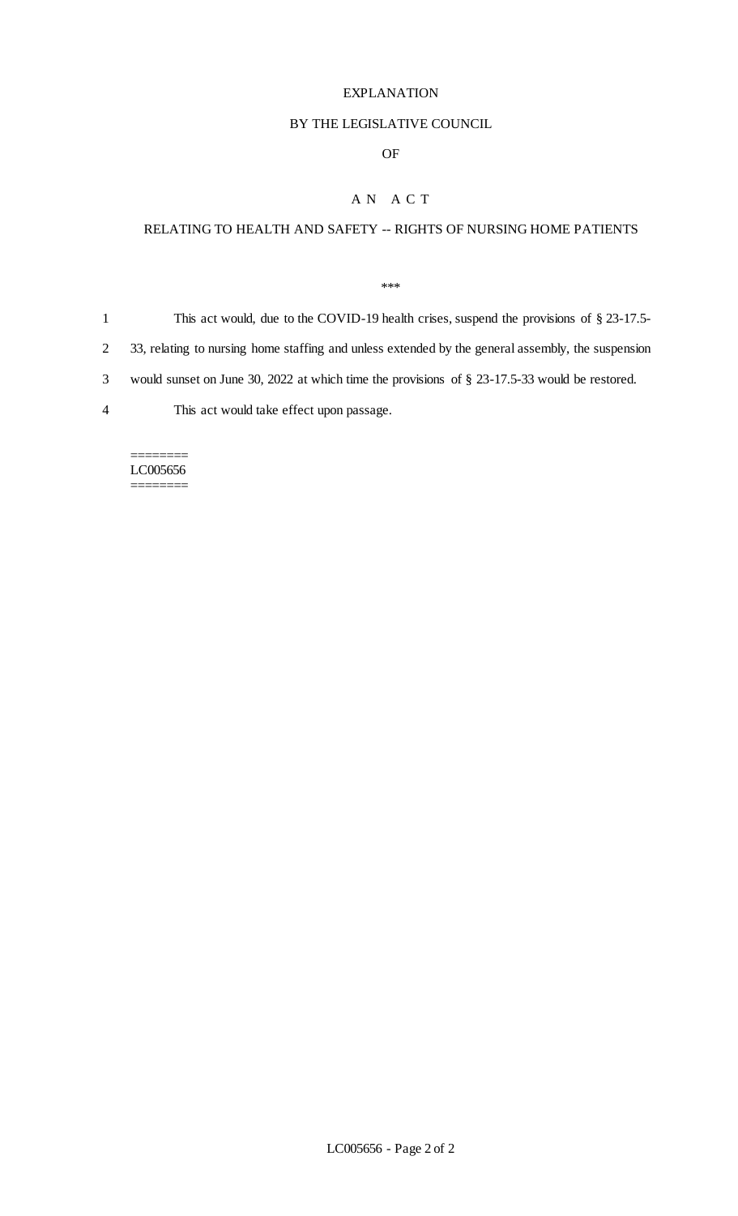EXPLANATION

BY THE LEGISLATIVE COUNCIL

OF

A N A C T

RELATING TO HEALTH AND SAFETY -- RIGHTS OF NURSING HOME PATIENTS

\*\*\*

This act would, due to the COVID-19 health crises, suspend the provisions of § 23-17.5-33, relating to nursing home staffing and unless extended by the general assembly, the suspension would sunset on June 30, 2022 at which time the provisions of § 23-17.5-33 would be restored.

This act would take effect upon passage.

========
LC005656
========